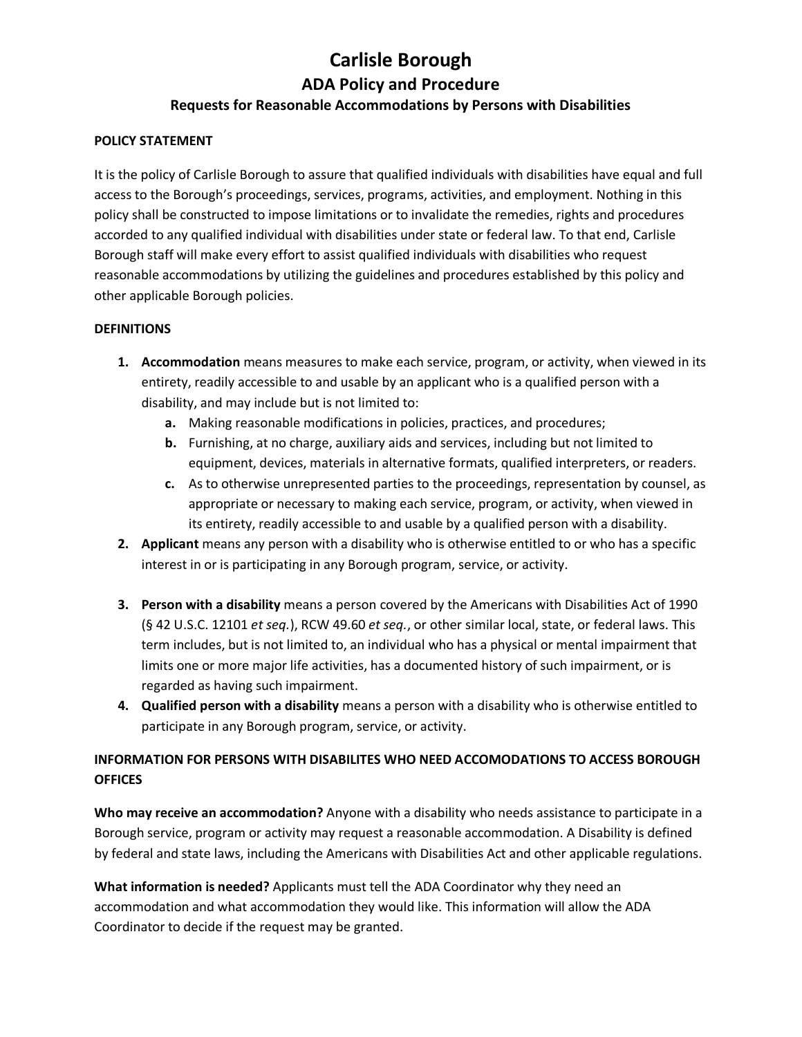# Carlisle Borough

## ADA Policy and Procedure

### Requests for Reasonable Accommodations by Persons with Disabilities

**POLICY STATEMENT**

It is the policy of Carlisle Borough to assure that qualified individuals with disabilities have equal and full access to the Borough's proceedings, services, programs, activities, and employment. Nothing in this policy shall be constructed to impose limitations or to invalidate the remedies, rights and procedures accorded to any qualified individual with disabilities under state or federal law. To that end, Carlisle Borough staff will make every effort to assist qualified individuals with disabilities who request reasonable accommodations by utilizing the guidelines and procedures established by this policy and other applicable Borough policies.

**DEFINITIONS**

1. **Accommodation** means measures to make each service, program, or activity, when viewed in its entirety, readily accessible to and usable by an applicant who is a qualified person with a disability, and may include but is not limited to:
   a. Making reasonable modifications in policies, practices, and procedures;
   b. Furnishing, at no charge, auxiliary aids and services, including but not limited to equipment, devices, materials in alternative formats, qualified interpreters, or readers.
   c. As to otherwise unrepresented parties to the proceedings, representation by counsel, as appropriate or necessary to making each service, program, or activity, when viewed in its entirety, readily accessible to and usable by a qualified person with a disability.
2. **Applicant** means any person with a disability who is otherwise entitled to or who has a specific interest in or is participating in any Borough program, service, or activity.
3. **Person with a disability** means a person covered by the Americans with Disabilities Act of 1990 (§ 42 U.S.C. 12101 *et seq.*), RCW 49.60 *et seq.*, or other similar local, state, or federal laws. This term includes, but is not limited to, an individual who has a physical or mental impairment that limits one or more major life activities, has a documented history of such impairment, or is regarded as having such impairment.
4. **Qualified person with a disability** means a person with a disability who is otherwise entitled to participate in any Borough program, service, or activity.

**INFORMATION FOR PERSONS WITH DISABILITES WHO NEED ACCOMODATIONS TO ACCESS BOROUGH OFFICES**

**Who may receive an accommodation?** Anyone with a disability who needs assistance to participate in a Borough service, program or activity may request a reasonable accommodation. A Disability is defined by federal and state laws, including the Americans with Disabilities Act and other applicable regulations.

**What information is needed?** Applicants must tell the ADA Coordinator why they need an accommodation and what accommodation they would like. This information will allow the ADA Coordinator to decide if the request may be granted.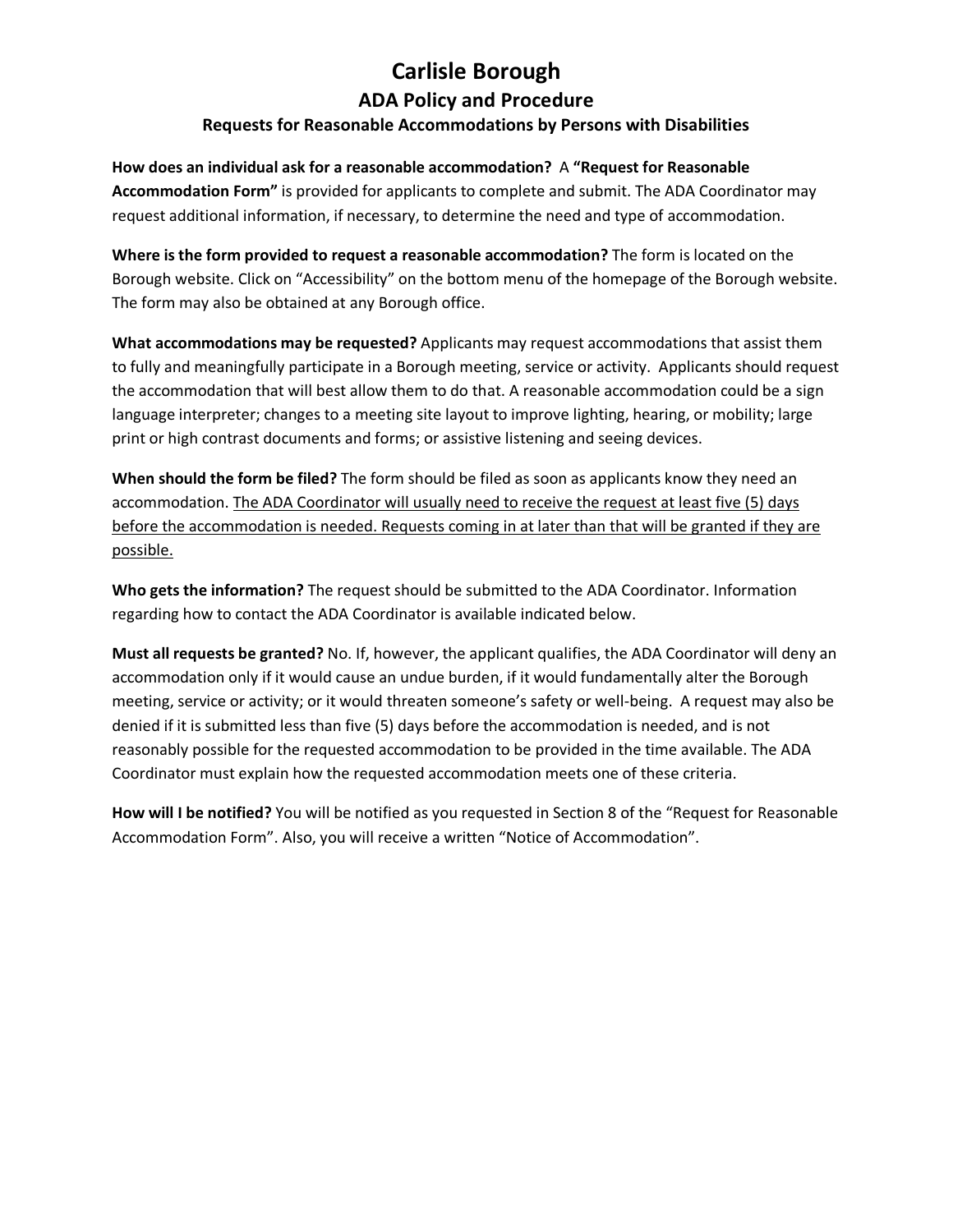# Carlisle Borough

## ADA Policy and Procedure

### Requests for Reasonable Accommodations by Persons with Disabilities

**How does an individual ask for a reasonable accommodation?** A **"Request for Reasonable Accommodation Form"** is provided for applicants to complete and submit. The ADA Coordinator may request additional information, if necessary, to determine the need and type of accommodation.

**Where is the form provided to request a reasonable accommodation?** The form is located on the Borough website. Click on "Accessibility" on the bottom menu of the homepage of the Borough website. The form may also be obtained at any Borough office.

**What accommodations may be requested?** Applicants may request accommodations that assist them to fully and meaningfully participate in a Borough meeting, service or activity. Applicants should request the accommodation that will best allow them to do that. A reasonable accommodation could be a sign language interpreter; changes to a meeting site layout to improve lighting, hearing, or mobility; large print or high contrast documents and forms; or assistive listening and seeing devices.

**When should the form be filed?** The form should be filed as soon as applicants know they need an accommodation. <u>The ADA Coordinator will usually need to receive the request at least five (5) days before the accommodation is needed. Requests coming in at later than that will be granted if they are possible.</u>

**Who gets the information?** The request should be submitted to the ADA Coordinator. Information regarding how to contact the ADA Coordinator is available indicated below.

**Must all requests be granted?** No. If, however, the applicant qualifies, the ADA Coordinator will deny an accommodation only if it would cause an undue burden, if it would fundamentally alter the Borough meeting, service or activity; or it would threaten someone's safety or well-being. A request may also be denied if it is submitted less than five (5) days before the accommodation is needed, and is not reasonably possible for the requested accommodation to be provided in the time available. The ADA Coordinator must explain how the requested accommodation meets one of these criteria.

**How will I be notified?** You will be notified as you requested in Section 8 of the "Request for Reasonable Accommodation Form". Also, you will receive a written "Notice of Accommodation".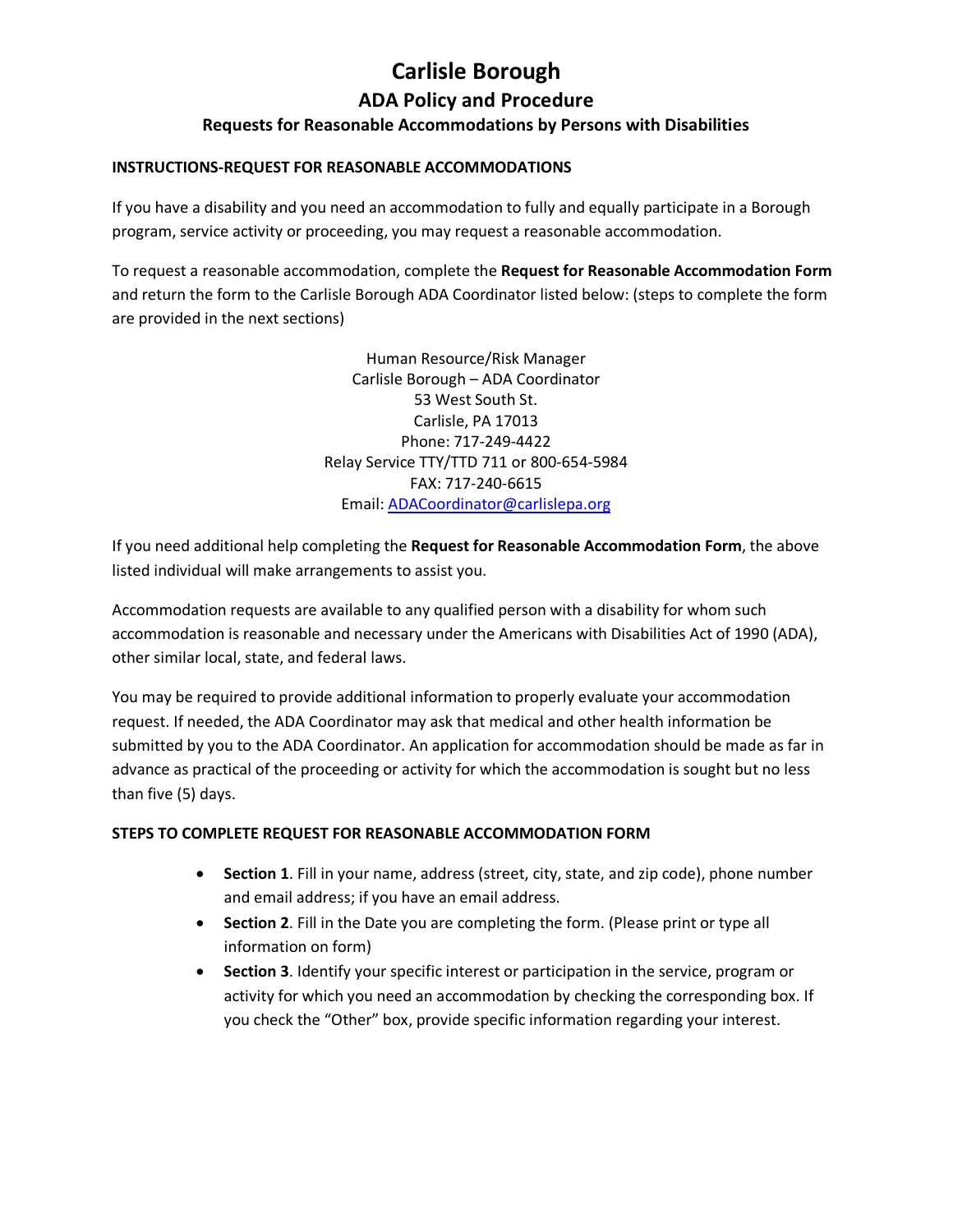# Carlisle Borough

## ADA Policy and Procedure

### Requests for Reasonable Accommodations by Persons with Disabilities

**INSTRUCTIONS-REQUEST FOR REASONABLE ACCOMMODATIONS**

If you have a disability and you need an accommodation to fully and equally participate in a Borough program, service activity or proceeding, you may request a reasonable accommodation.

To request a reasonable accommodation, complete the **Request for Reasonable Accommodation Form** and return the form to the Carlisle Borough ADA Coordinator listed below: (steps to complete the form are provided in the next sections)

Human Resource/Risk Manager
Carlisle Borough – ADA Coordinator
53 West South St.
Carlisle, PA 17013
Phone: 717-249-4422
Relay Service TTY/TTD 711 or 800-654-5984
FAX: 717-240-6615
Email: ADACoordinator@carlislepa.org

If you need additional help completing the **Request for Reasonable Accommodation Form**, the above listed individual will make arrangements to assist you.

Accommodation requests are available to any qualified person with a disability for whom such accommodation is reasonable and necessary under the Americans with Disabilities Act of 1990 (ADA), other similar local, state, and federal laws.

You may be required to provide additional information to properly evaluate your accommodation request. If needed, the ADA Coordinator may ask that medical and other health information be submitted by you to the ADA Coordinator. An application for accommodation should be made as far in advance as practical of the proceeding or activity for which the accommodation is sought but no less than five (5) days.

**STEPS TO COMPLETE REQUEST FOR REASONABLE ACCOMMODATION FORM**

- **Section 1**. Fill in your name, address (street, city, state, and zip code), phone number and email address; if you have an email address.
- **Section 2**. Fill in the Date you are completing the form. (Please print or type all information on form)
- **Section 3**. Identify your specific interest or participation in the service, program or activity for which you need an accommodation by checking the corresponding box. If you check the "Other" box, provide specific information regarding your interest.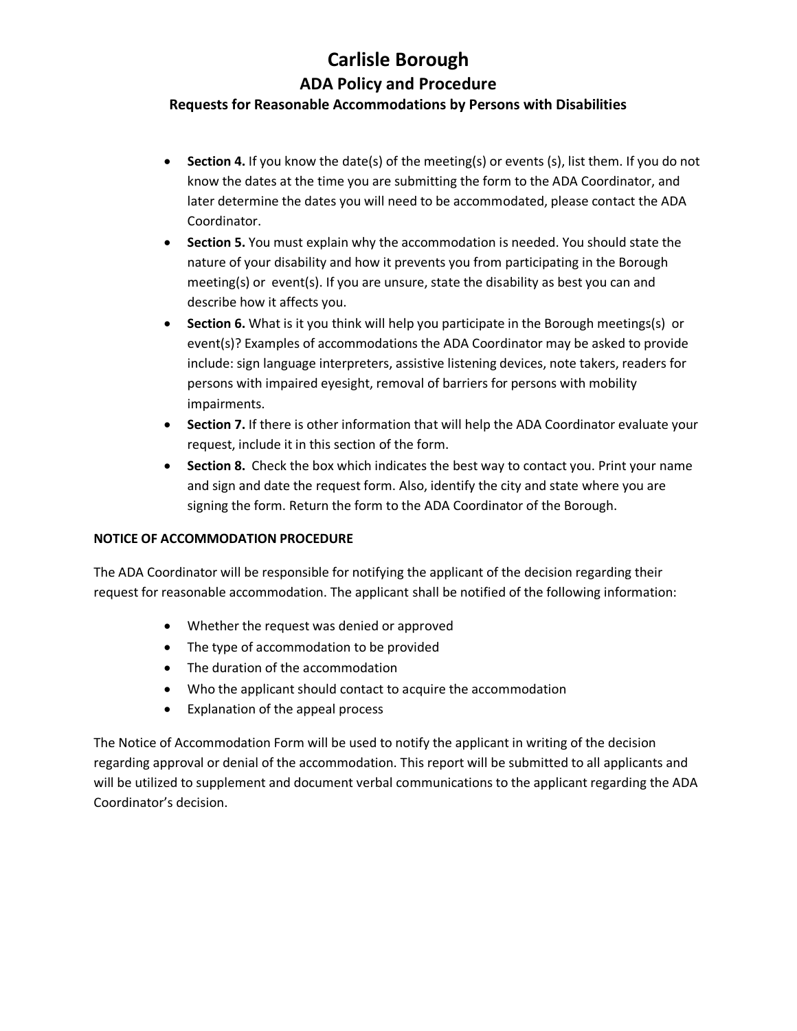- **Section 4.** If you know the date(s) of the meeting(s) or events (s), list them. If you do not know the dates at the time you are submitting the form to the ADA Coordinator, and later determine the dates you will need to be accommodated, please contact the ADA Coordinator.
- **Section 5.** You must explain why the accommodation is needed. You should state the nature of your disability and how it prevents you from participating in the Borough meeting(s) or event(s). If you are unsure, state the disability as best you can and describe how it affects you.
- **Section 6.** What is it you think will help you participate in the Borough meetings(s) or event(s)? Examples of accommodations the ADA Coordinator may be asked to provide include: sign language interpreters, assistive listening devices, note takers, readers for persons with impaired eyesight, removal of barriers for persons with mobility impairments.
- **Section 7.** If there is other information that will help the ADA Coordinator evaluate your request, include it in this section of the form.
- **Section 8.** Check the box which indicates the best way to contact you. Print your name and sign and date the request form. Also, identify the city and state where you are signing the form. Return the form to the ADA Coordinator of the Borough.

**NOTICE OF ACCOMMODATION PROCEDURE**

The ADA Coordinator will be responsible for notifying the applicant of the decision regarding their request for reasonable accommodation. The applicant shall be notified of the following information:

- Whether the request was denied or approved
- The type of accommodation to be provided
- The duration of the accommodation
- Who the applicant should contact to acquire the accommodation
- Explanation of the appeal process

The Notice of Accommodation Form will be used to notify the applicant in writing of the decision regarding approval or denial of the accommodation. This report will be submitted to all applicants and will be utilized to supplement and document verbal communications to the applicant regarding the ADA Coordinator's decision.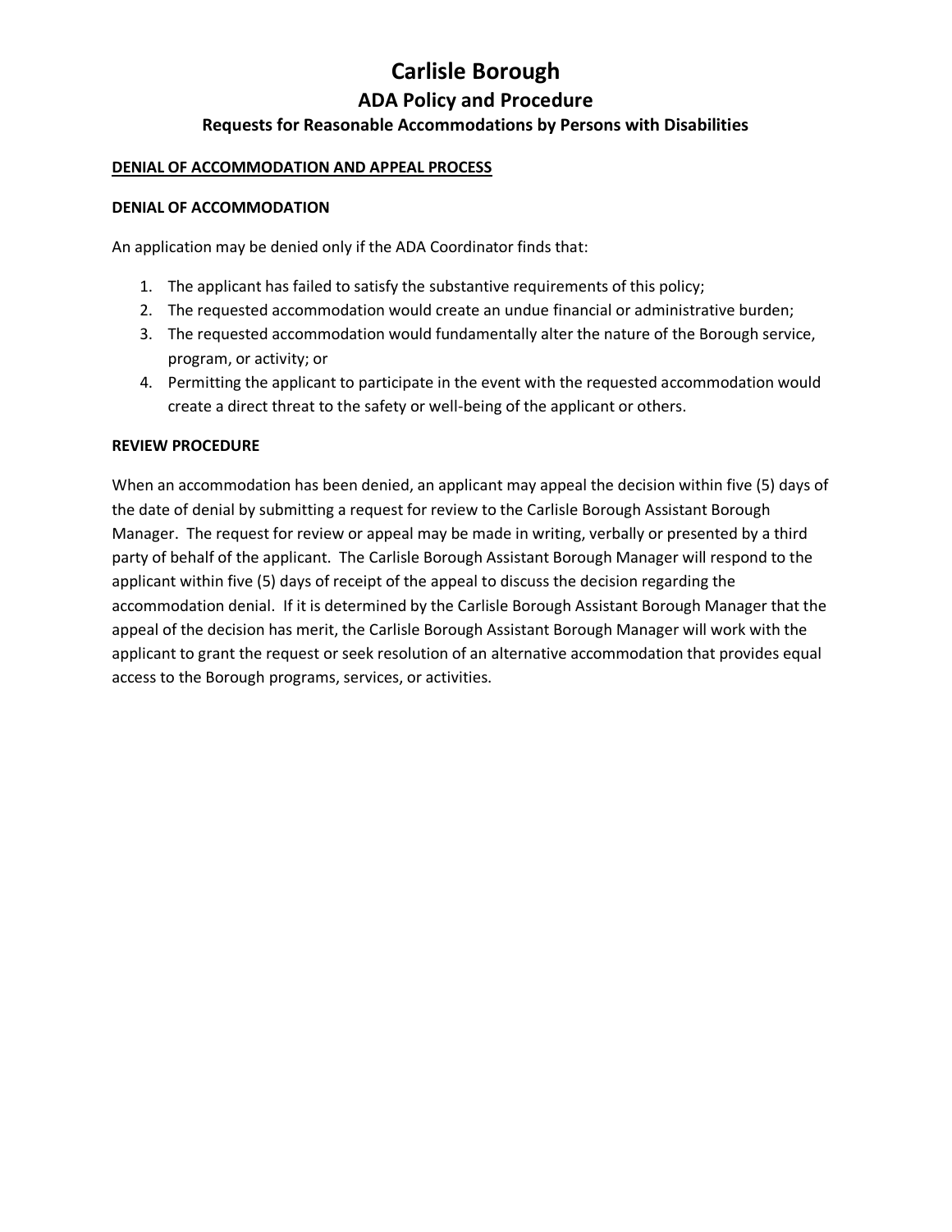# Carlisle Borough

## ADA Policy and Procedure

### Requests for Reasonable Accommodations by Persons with Disabilities

**DENIAL OF ACCOMMODATION AND APPEAL PROCESS**

**DENIAL OF ACCOMMODATION**

An application may be denied only if the ADA Coordinator finds that:

1. The applicant has failed to satisfy the substantive requirements of this policy;
2. The requested accommodation would create an undue financial or administrative burden;
3. The requested accommodation would fundamentally alter the nature of the Borough service, program, or activity; or
4. Permitting the applicant to participate in the event with the requested accommodation would create a direct threat to the safety or well-being of the applicant or others.

**REVIEW PROCEDURE**

When an accommodation has been denied, an applicant may appeal the decision within five (5) days of the date of denial by submitting a request for review to the Carlisle Borough Assistant Borough Manager. The request for review or appeal may be made in writing, verbally or presented by a third party of behalf of the applicant. The Carlisle Borough Assistant Borough Manager will respond to the applicant within five (5) days of receipt of the appeal to discuss the decision regarding the accommodation denial. If it is determined by the Carlisle Borough Assistant Borough Manager that the appeal of the decision has merit, the Carlisle Borough Assistant Borough Manager will work with the applicant to grant the request or seek resolution of an alternative accommodation that provides equal access to the Borough programs, services, or activities.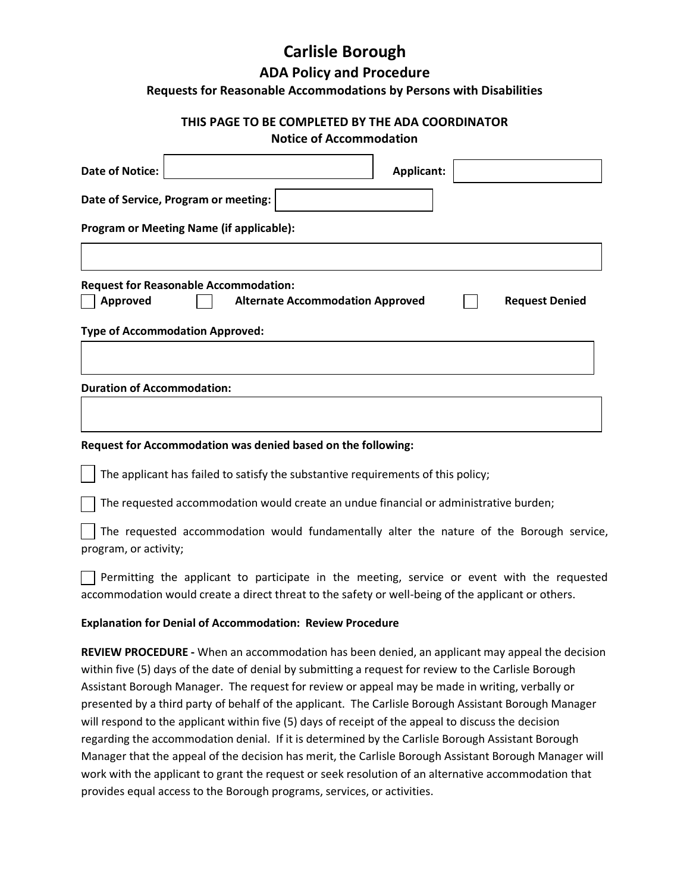# Carlisle Borough

## ADA Policy and Procedure

### Requests for Reasonable Accommodations by Persons with Disabilities

**THIS PAGE TO BE COMPLETED BY THE ADA COORDINATOR**

**Notice of Accommodation**

**Date of Notice:** ____________________ **Applicant:** ____________________

**Date of Service, Program or meeting:** ____________________

**Program or Meeting Name (if applicable):**

____________________

**Request for Reasonable Accommodation:**

☐ **Approved** ☐ **Alternate Accommodation Approved** ☐ **Request Denied**

**Type of Accommodation Approved:**

____________________

**Duration of Accommodation:**

____________________

**Request for Accommodation was denied based on the following:**

☐ The applicant has failed to satisfy the substantive requirements of this policy;

☐ The requested accommodation would create an undue financial or administrative burden;

☐ The requested accommodation would fundamentally alter the nature of the Borough service, program, or activity;

☐ Permitting the applicant to participate in the meeting, service or event with the requested accommodation would create a direct threat to the safety or well-being of the applicant or others.

**Explanation for Denial of Accommodation: Review Procedure**

**REVIEW PROCEDURE -** When an accommodation has been denied, an applicant may appeal the decision within five (5) days of the date of denial by submitting a request for review to the Carlisle Borough Assistant Borough Manager. The request for review or appeal may be made in writing, verbally or presented by a third party of behalf of the applicant. The Carlisle Borough Assistant Borough Manager will respond to the applicant within five (5) days of receipt of the appeal to discuss the decision regarding the accommodation denial. If it is determined by the Carlisle Borough Assistant Borough Manager that the appeal of the decision has merit, the Carlisle Borough Assistant Borough Manager will work with the applicant to grant the request or seek resolution of an alternative accommodation that provides equal access to the Borough programs, services, or activities.